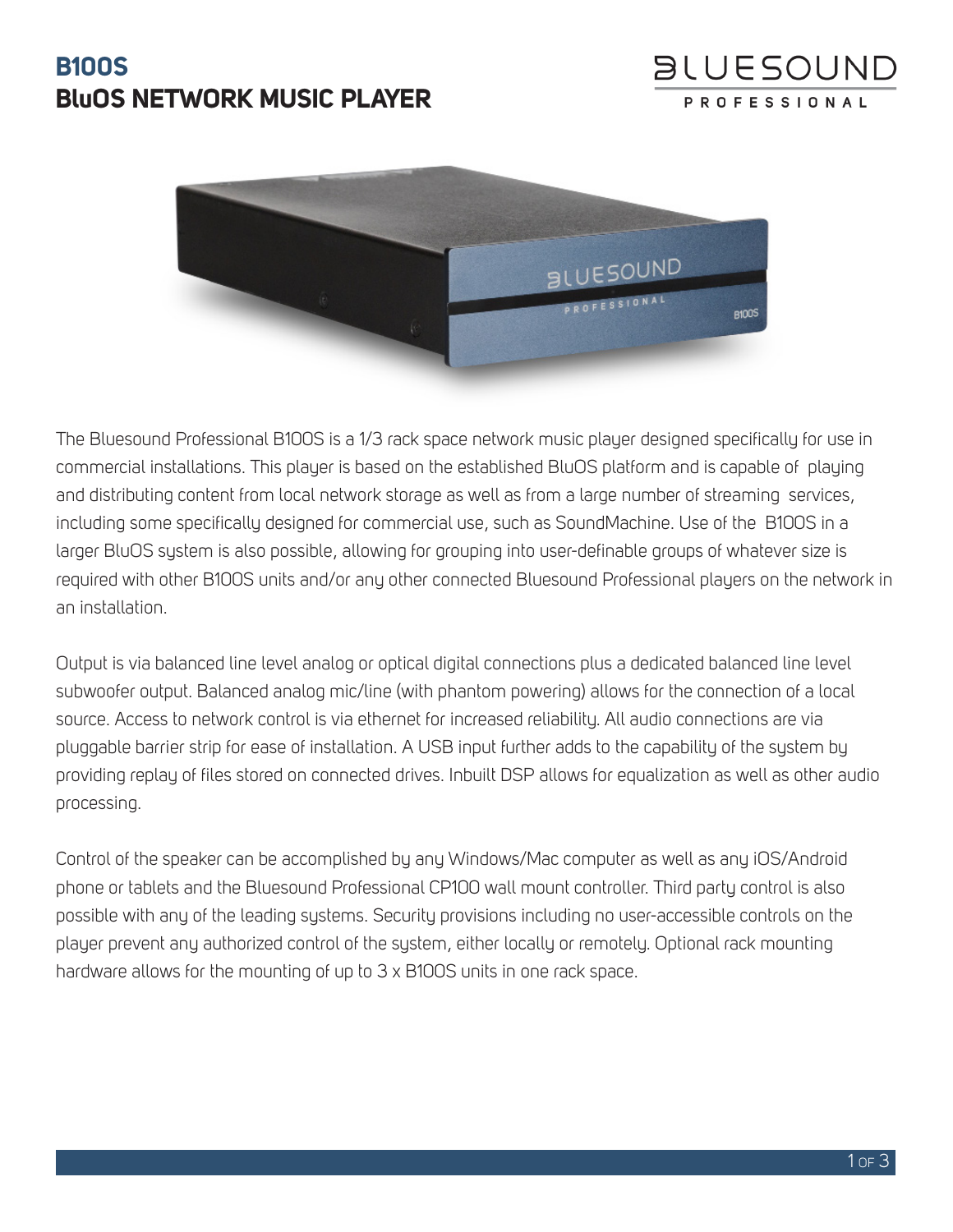# B100S
# BluOS NETWORK MUSIC PLAYER

BLUESOUND PROFESSIONAL

The Bluesound Professional B100S is a 1/3 rack space network music player designed specifically for use in commercial installations. This player is based on the established BluOS platform and is capable of playing and distributing content from local network storage as well as from a large number of streaming services, including some specifically designed for commercial use, such as SoundMachine. Use of the B100S in a larger BluOS system is also possible, allowing for grouping into user-definable groups of whatever size is required with other B100S units and/or any other connected Bluesound Professional players on the network in an installation.

Output is via balanced line level analog or optical digital connections plus a dedicated balanced line level subwoofer output. Balanced analog mic/line (with phantom powering) allows for the connection of a local source. Access to network control is via ethernet for increased reliability. All audio connections are via pluggable barrier strip for ease of installation. A USB input further adds to the capability of the system by providing replay of files stored on connected drives. Inbuilt DSP allows for equalization as well as other audio processing.

Control of the speaker can be accomplished by any Windows/Mac computer as well as any iOS/Android phone or tablets and the Bluesound Professional CP100 wall mount controller. Third party control is also possible with any of the leading systems. Security provisions including no user-accessible controls on the player prevent any authorized control of the system, either locally or remotely. Optional rack mounting hardware allows for the mounting of up to 3 x B100S units in one rack space.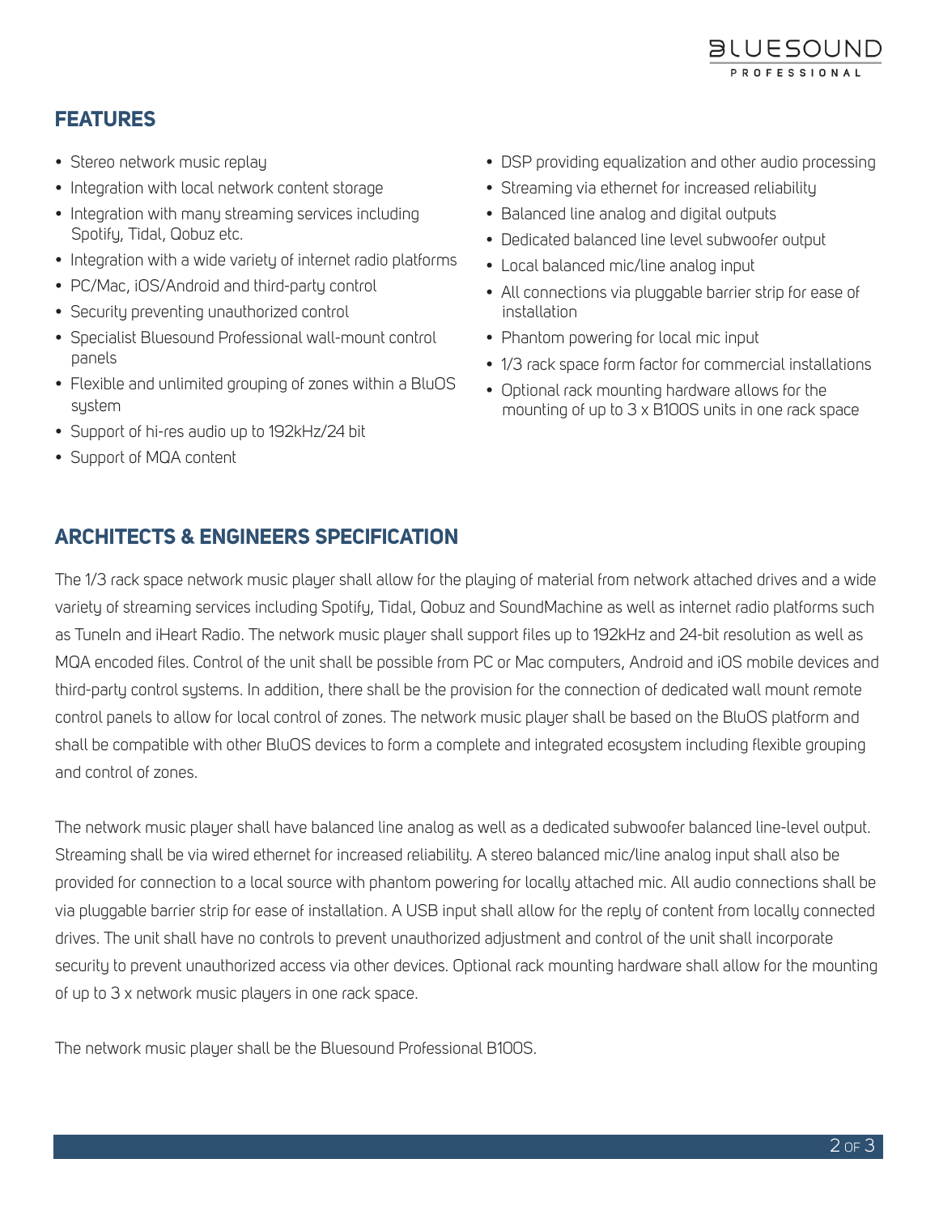## FEATURES

- Stereo network music replay
- Integration with local network content storage
- Integration with many streaming services including Spotify, Tidal, Qobuz etc.
- Integration with a wide variety of internet radio platforms
- PC/Mac, iOS/Android and third-party control
- Security preventing unauthorized control
- Specialist Bluesound Professional wall-mount control panels
- Flexible and unlimited grouping of zones within a BluOS system
- Support of hi-res audio up to 192kHz/24 bit
- Support of MQA content
- DSP providing equalization and other audio processing
- Streaming via ethernet for increased reliability
- Balanced line analog and digital outputs
- Dedicated balanced line level subwoofer output
- Local balanced mic/line analog input
- All connections via pluggable barrier strip for ease of installation
- Phantom powering for local mic input
- 1/3 rack space form factor for commercial installations
- Optional rack mounting hardware allows for the mounting of up to 3 x B100S units in one rack space

## ARCHITECTS & ENGINEERS SPECIFICATION

The 1/3 rack space network music player shall allow for the playing of material from network attached drives and a wide variety of streaming services including Spotify, Tidal, Qobuz and SoundMachine as well as internet radio platforms such as TuneIn and iHeart Radio. The network music player shall support files up to 192kHz and 24-bit resolution as well as MQA encoded files. Control of the unit shall be possible from PC or Mac computers, Android and iOS mobile devices and third-party control systems. In addition, there shall be the provision for the connection of dedicated wall mount remote control panels to allow for local control of zones. The network music player shall be based on the BluOS platform and shall be compatible with other BluOS devices to form a complete and integrated ecosystem including flexible grouping and control of zones.

The network music player shall have balanced line analog as well as a dedicated subwoofer balanced line-level output. Streaming shall be via wired ethernet for increased reliability. A stereo balanced mic/line analog input shall also be provided for connection to a local source with phantom powering for locally attached mic. All audio connections shall be via pluggable barrier strip for ease of installation. A USB input shall allow for the reply of content from locally connected drives. The unit shall have no controls to prevent unauthorized adjustment and control of the unit shall incorporate security to prevent unauthorized access via other devices. Optional rack mounting hardware shall allow for the mounting of up to 3 x network music players in one rack space.

The network music player shall be the Bluesound Professional B100S.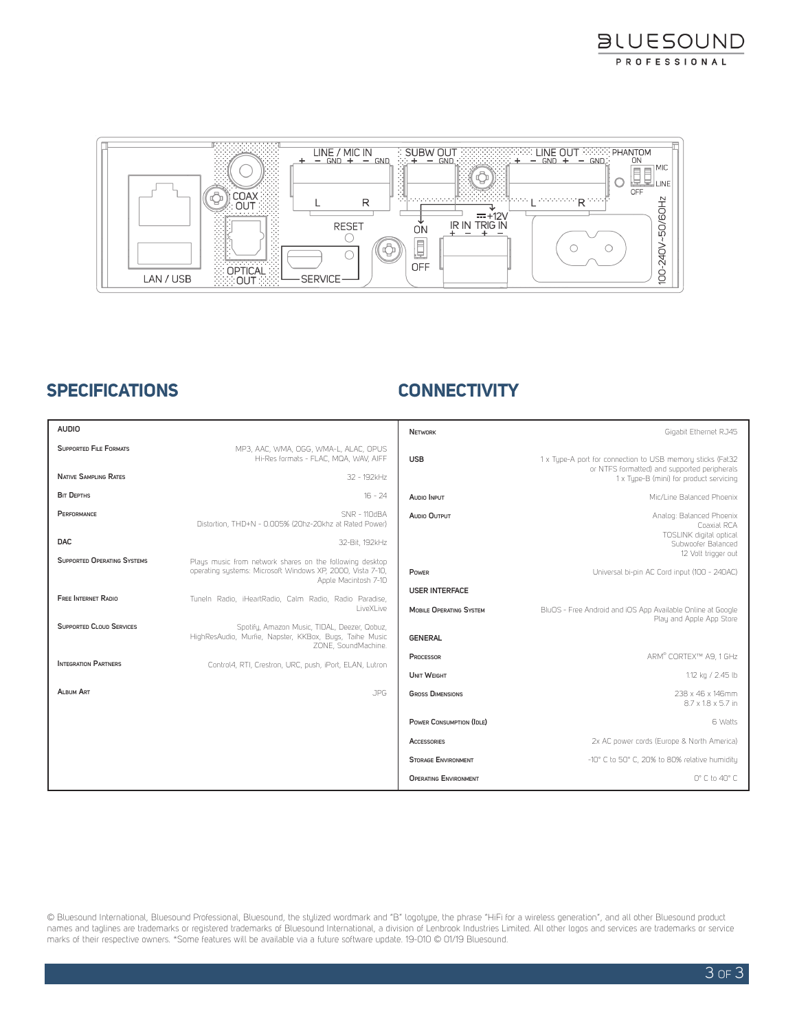LAN / USB

COAX OUT

OPTICAL OUT

LINE / MIC IN
+ − GND + − GND
L R

RESET

SERVICE

SUBW OUT
+ − GND

ON
OFF

⎓+12V
IR IN TRIG IN
+ − + −

LINE OUT
+ − GND + − GND
L R

PHANTOM
ON
OFF
MIC
LINE

100-240V~50/60Hz

## SPECIFICATIONS

| AUDIO | |
|---|---|
| Supported File Formats | MP3, AAC, WMA, OGG, WMA-L, ALAC, OPUS Hi-Res formats - FLAC, MQA, WAV, AIFF |
| Native Sampling Rates | 32 - 192kHz |
| Bit Depths | 16 - 24 |
| Performance | SNR - 110dBA Distortion, THD+N - 0.005% (20hz-20khz at Rated Power) |
| DAC | 32-Bit, 192kHz |
| Supported Operating Systems | Plays music from network shares on the following desktop operating systems: Microsoft Windows XP, 2000, Vista 7-10, Apple Macintosh 7-10 |
| Free Internet Radio | TuneIn Radio, iHeartRadio, Calm Radio, Radio Paradise, LiveXLive |
| Supported Cloud Services | Spotify, Amazon Music, TIDAL, Deezer, Qobuz, HighResAudio, Murfie, Napster, KKBox, Bugs, Taihe Music ZONE, SoundMachine. |
| Integration Partners | Control4, RTI, Crestron, URC, push, iPort, ELAN, Lutron |
| Album Art | JPG |

## CONNECTIVITY

| | |
|---|---|
| Network | Gigabit Ethernet RJ45 |
| USB | 1 x Type-A port for connection to USB memory sticks (Fat32 or NTFS formatted) and supported peripherals 1 x Type-B (mini) for product servicing |
| Audio Input | Mic/Line Balanced Phoenix |
| Audio Output | Analog: Balanced Phoenix Coaxial RCA TOSLINK digital optical Subwoofer Balanced 12 Volt trigger out |
| Power | Universal bi-pin AC Cord input (100 - 240AC) |
| **USER INTERFACE** | |
| Mobile Operating System | BluOS - Free Android and iOS App Available Online at Google Play and Apple App Store |
| **GENERAL** | |
| Processor | ARM® CORTEX™ A9, 1 GHz |
| Unit Weight | 1.12 kg / 2.45 lb |
| Gross Dimensions | 238 x 46 x 146mm 8.7 x 1.8 x 5.7 in |
| Power Consumption (Idle) | 6 Watts |
| Accessories | 2x AC power cords (Europe & North America) |
| Storage Environment | -10° C to 50° C, 20% to 80% relative humidity |
| Operating Environment | 0° C to 40° C |

© Bluesound International, Bluesound Professional, Bluesound, the stylized wordmark and "B" logotype, the phrase "HiFi for a wireless generation", and all other Bluesound product names and taglines are trademarks or registered trademarks of Bluesound International, a division of Lenbrook Industries Limited. All other logos and services are trademarks or service marks of their respective owners. *Some features will be available via a future software update. 19-010 © 01/19 Bluesound.